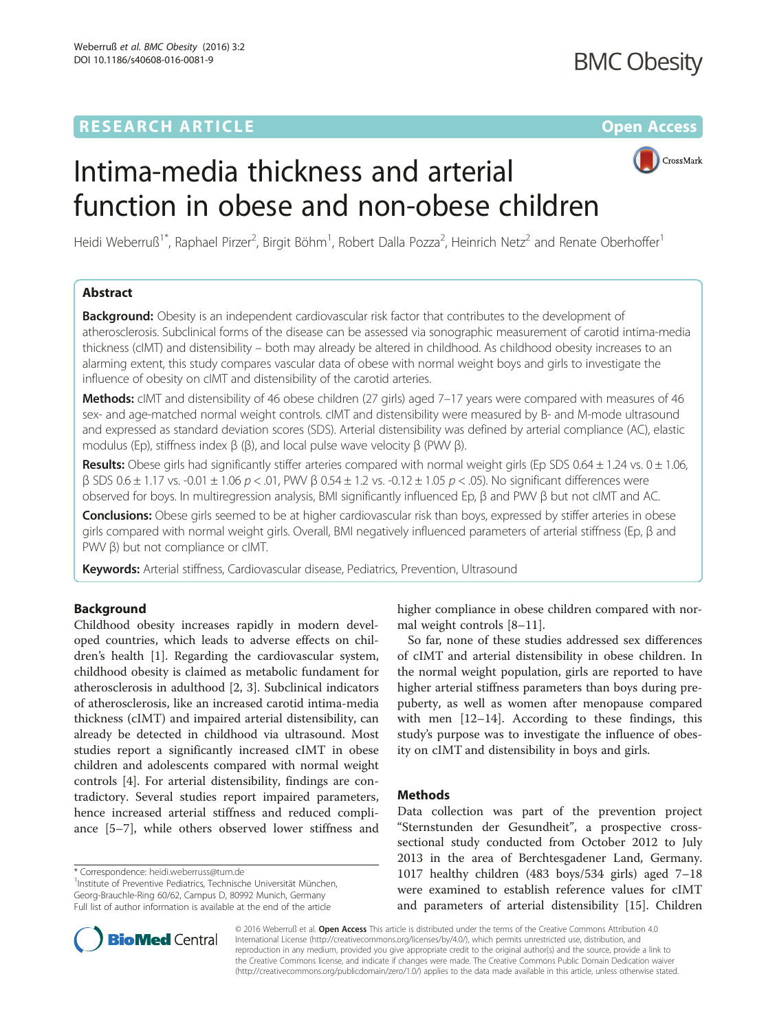# Intima-media thickness and arterial function in obese and non-obese children

Heidi Weberruß[1*], Raphael Pirzer[2], Birgit Böhm[1], Robert Dalla Pozza[2], Heinrich Netz[2] and Renate Oberhoffer[1]

## Abstract

**Background:** Obesity is an independent cardiovascular risk factor that contributes to the development of atherosclerosis. Subclinical forms of the disease can be assessed via sonographic measurement of carotid intima-media thickness (cIMT) and distensibility – both may already be altered in childhood. As childhood obesity increases to an alarming extent, this study compares vascular data of obese with normal weight boys and girls to investigate the influence of obesity on cIMT and distensibility of the carotid arteries.

**Methods:** cIMT and distensibility of 46 obese children (27 girls) aged 7–17 years were compared with measures of 46 sex- and age-matched normal weight controls. cIMT and distensibility were measured by B- and M-mode ultrasound and expressed as standard deviation scores (SDS). Arterial distensibility was defined by arterial compliance (AC), elastic modulus (Ep), stiffness index β (β), and local pulse wave velocity β (PWV β).

**Results:** Obese girls had significantly stiffer arteries compared with normal weight girls (Ep SDS 0.64 ± 1.24 vs. 0 ± 1.06, β SDS 0.6 ± 1.17 vs. -0.01 ± 1.06 $p < .01$, PWV β 0.54 ± 1.2 vs. -0.12 ± 1.05 $p < .05$). No significant differences were observed for boys. In multiregression analysis, BMI significantly influenced Ep, β and PWV β but not cIMT and AC.

**Conclusions:** Obese girls seemed to be at higher cardiovascular risk than boys, expressed by stiffer arteries in obese girls compared with normal weight girls. Overall, BMI negatively influenced parameters of arterial stiffness (Ep, β and PWV β) but not compliance or cIMT.

**Keywords:** Arterial stiffness, Cardiovascular disease, Pediatrics, Prevention, Ultrasound

## Background

Childhood obesity increases rapidly in modern developed countries, which leads to adverse effects on children's health [1]. Regarding the cardiovascular system, childhood obesity is claimed as metabolic fundament for atherosclerosis in adulthood [2, 3]. Subclinical indicators of atherosclerosis, like an increased carotid intima-media thickness (cIMT) and impaired arterial distensibility, can already be detected in childhood via ultrasound. Most studies report a significantly increased cIMT in obese children and adolescents compared with normal weight controls [4]. For arterial distensibility, findings are contradictory. Several studies report impaired parameters, hence increased arterial stiffness and reduced compliance [5–7], while others observed lower stiffness and higher compliance in obese children compared with normal weight controls [8–11].

So far, none of these studies addressed sex differences of cIMT and arterial distensibility in obese children. In the normal weight population, girls are reported to have higher arterial stiffness parameters than boys during prepuberty, as well as women after menopause compared with men [12–14]. According to these findings, this study's purpose was to investigate the influence of obesity on cIMT and distensibility in boys and girls.

## Methods

Data collection was part of the prevention project "Sternstunden der Gesundheit", a prospective cross-sectional study conducted from October 2012 to July 2013 in the area of Berchtesgadener Land, Germany. 1017 healthy children (483 boys/534 girls) aged 7–18 were examined to establish reference values for cIMT and parameters of arterial distensibility [15]. Children

\* Correspondence: heidi.weberruss@tum.de
[1]Institute of Preventive Pediatrics, Technische Universität München, Georg-Brauchle-Ring 60/62, Campus D, 80992 Munich, Germany
Full list of author information is available at the end of the article

© 2016 Weberruß et al. **Open Access** This article is distributed under the terms of the Creative Commons Attribution 4.0 International License (http://creativecommons.org/licenses/by/4.0/), which permits unrestricted use, distribution, and reproduction in any medium, provided you give appropriate credit to the original author(s) and the source, provide a link to the Creative Commons license, and indicate if changes were made. The Creative Commons Public Domain Dedication waiver (http://creativecommons.org/publicdomain/zero/1.0/) applies to the data made available in this article, unless otherwise stated.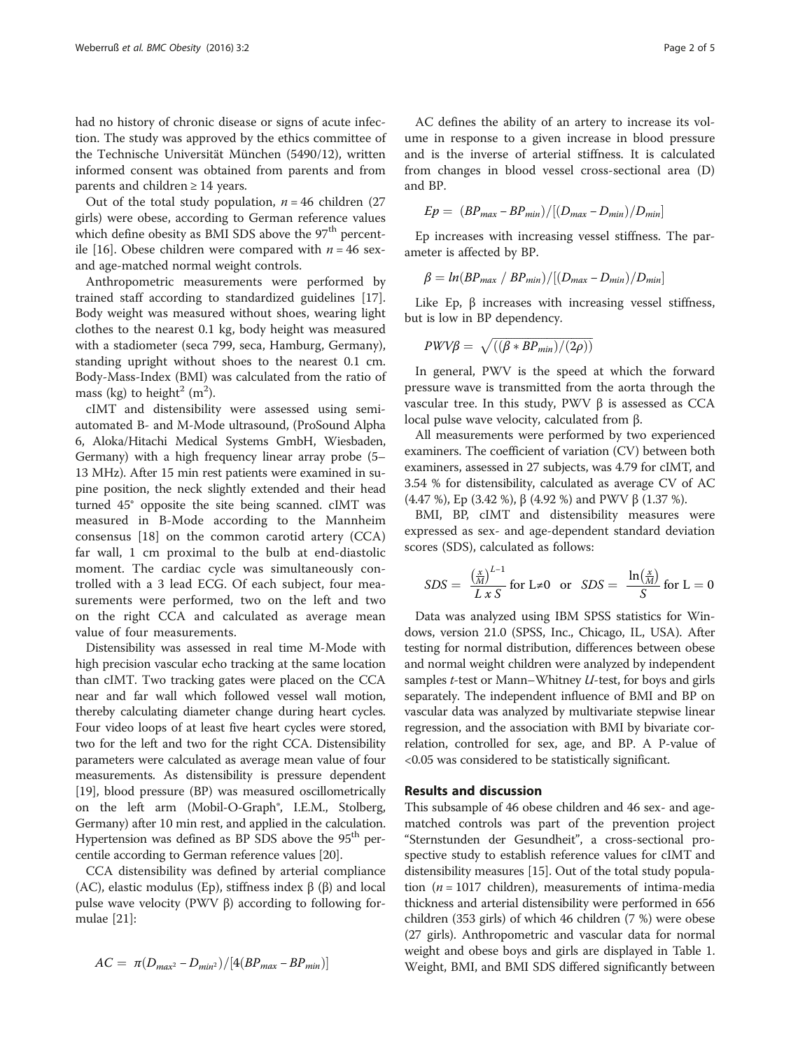had no history of chronic disease or signs of acute infection. The study was approved by the ethics committee of the Technische Universität München (5490/12), written informed consent was obtained from parents and from parents and children ≥ 14 years.

Out of the total study population, $n = 46$ children (27 girls) were obese, according to German reference values which define obesity as BMI SDS above the 97[th] percentile [16]. Obese children were compared with $n = 46$ sex- and age-matched normal weight controls.

Anthropometric measurements were performed by trained staff according to standardized guidelines [17]. Body weight was measured without shoes, wearing light clothes to the nearest 0.1 kg, body height was measured with a stadiometer (seca 799, seca, Hamburg, Germany), standing upright without shoes to the nearest 0.1 cm. Body-Mass-Index (BMI) was calculated from the ratio of mass (kg) to height$^2$ ($m^2$).

cIMT and distensibility were assessed using semi-automated B- and M-Mode ultrasound, (ProSound Alpha 6, Aloka/Hitachi Medical Systems GmbH, Wiesbaden, Germany) with a high frequency linear array probe (5–13 MHz). After 15 min rest patients were examined in supine position, the neck slightly extended and their head turned 45° opposite the site being scanned. cIMT was measured in B-Mode according to the Mannheim consensus [18] on the common carotid artery (CCA) far wall, 1 cm proximal to the bulb at end-diastolic moment. The cardiac cycle was simultaneously controlled with a 3 lead ECG. Of each subject, four measurements were performed, two on the left and two on the right CCA and calculated as average mean value of four measurements.

Distensibility was assessed in real time M-Mode with high precision vascular echo tracking at the same location than cIMT. Two tracking gates were placed on the CCA near and far wall which followed vessel wall motion, thereby calculating diameter change during heart cycles. Four video loops of at least five heart cycles were stored, two for the left and two for the right CCA. Distensibility parameters were calculated as average mean value of four measurements. As distensibility is pressure dependent [19], blood pressure (BP) was measured oscillometrically on the left arm (Mobil-O-Graph®, I.E.M., Stolberg, Germany) after 10 min rest, and applied in the calculation. Hypertension was defined as BP SDS above the 95[th] percentile according to German reference values [20].

CCA distensibility was defined by arterial compliance (AC), elastic modulus (Ep), stiffness index β (β) and local pulse wave velocity (PWV β) according to following formulae [21]:

$$AC = \pi(D_{max^2} - D_{min^2})/[4(BP_{max} - BP_{min})]$$

AC defines the ability of an artery to increase its volume in response to a given increase in blood pressure and is the inverse of arterial stiffness. It is calculated from changes in blood vessel cross-sectional area (D) and BP.

$$Ep = (BP_{max} - BP_{min})/[(D_{max} - D_{min})/D_{min}]$$

Ep increases with increasing vessel stiffness. The parameter is affected by BP.

$$\beta = ln(BP_{max} / BP_{min})/[(D_{max} - D_{min})/D_{min}]$$

Like Ep, β increases with increasing vessel stiffness, but is low in BP dependency.

$$PWV\beta = \sqrt{((\beta * BP_{min})/(2\rho))}$$

In general, PWV is the speed at which the forward pressure wave is transmitted from the aorta through the vascular tree. In this study, PWV β is assessed as CCA local pulse wave velocity, calculated from β.

All measurements were performed by two experienced examiners. The coefficient of variation (CV) between both examiners, assessed in 27 subjects, was 4.79 for cIMT, and 3.54 % for distensibility, calculated as average CV of AC (4.47 %), Ep (3.42 %), β (4.92 %) and PWV β (1.37 %).

BMI, BP, cIMT and distensibility measures were expressed as sex- and age-dependent standard deviation scores (SDS), calculated as follows:

$$SDS = \frac{\left(\frac{x}{M}\right)^{L-1}}{L\ x\ S} \text{ for } L\neq 0 \quad \text{or} \quad SDS = \frac{\ln\left(\frac{x}{M}\right)}{S} \text{ for } L = 0$$

Data was analyzed using IBM SPSS statistics for Windows, version 21.0 (SPSS, Inc., Chicago, IL, USA). After testing for normal distribution, differences between obese and normal weight children were analyzed by independent samples *t*-test or Mann–Whitney *U*-test, for boys and girls separately. The independent influence of BMI and BP on vascular data was analyzed by multivariate stepwise linear regression, and the association with BMI by bivariate correlation, controlled for sex, age, and BP. A P-value of <0.05 was considered to be statistically significant.

## Results and discussion

This subsample of 46 obese children and 46 sex- and age-matched controls was part of the prevention project "Sternstunden der Gesundheit", a cross-sectional prospective study to establish reference values for cIMT and distensibility measures [15]. Out of the total study population ($n = 1017$ children), measurements of intima-media thickness and arterial distensibility were performed in 656 children (353 girls) of which 46 children (7 %) were obese (27 girls). Anthropometric and vascular data for normal weight and obese boys and girls are displayed in Table 1. Weight, BMI, and BMI SDS differed significantly between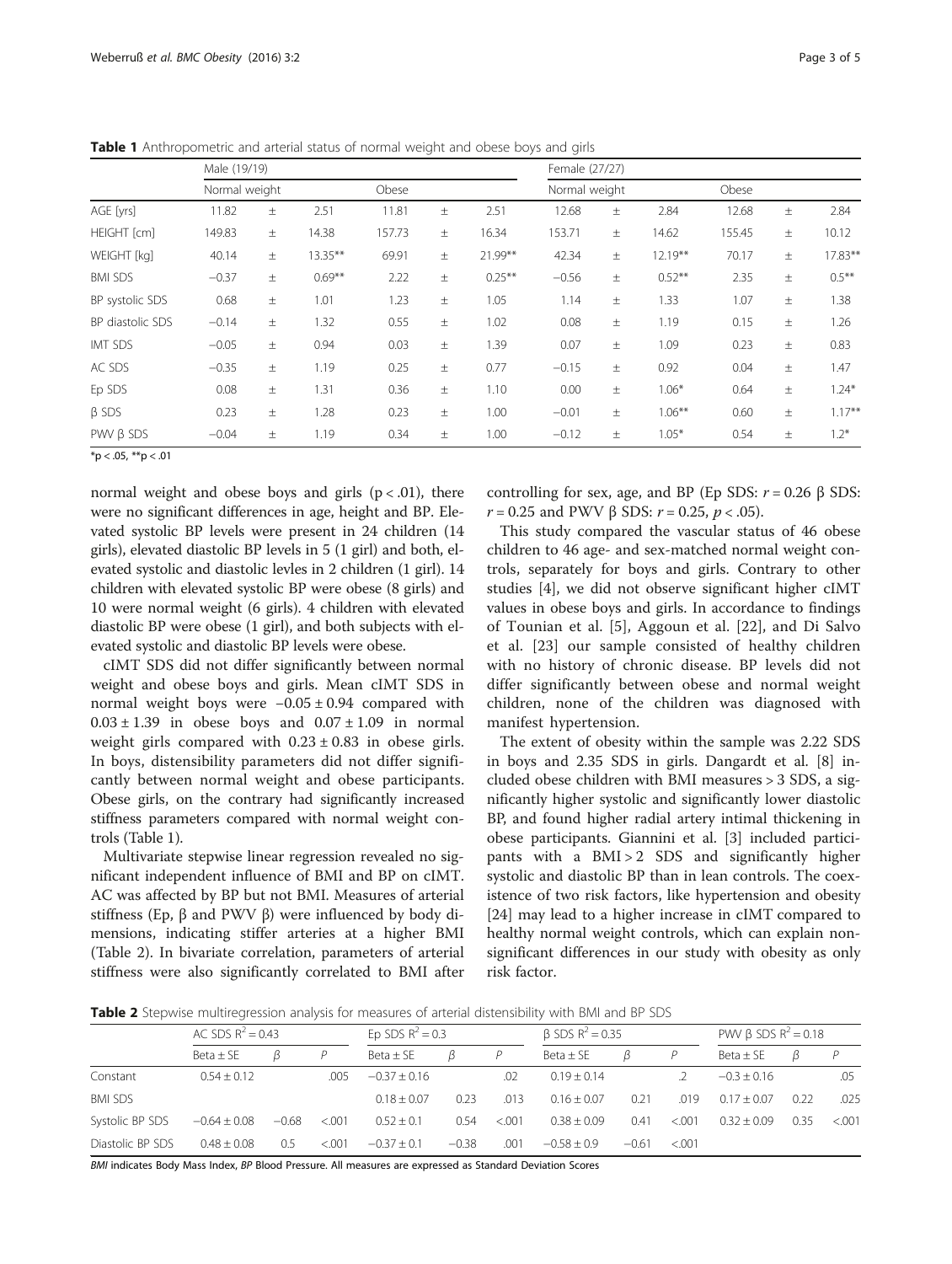**Table 1** Anthropometric and arterial status of normal weight and obese boys and girls

| | Male (19/19) | | | | | | Female (27/27) | | | | | |
|---|---|---|---|---|---|---|---|---|---|---|---|---|
| | Normal weight | | | Obese | | | Normal weight | | | Obese | | |
| AGE [yrs] | 11.82 | ± | 2.51 | 11.81 | ± | 2.51 | 12.68 | ± | 2.84 | 12.68 | ± | 2.84 |
| HEIGHT [cm] | 149.83 | ± | 14.38 | 157.73 | ± | 16.34 | 153.71 | ± | 14.62 | 155.45 | ± | 10.12 |
| WEIGHT [kg] | 40.14 | ± | 13.35** | 69.91 | ± | 21.99** | 42.34 | ± | 12.19** | 70.17 | ± | 17.83** |
| BMI SDS | −0.37 | ± | 0.69** | 2.22 | ± | 0.25** | −0.56 | ± | 0.52** | 2.35 | ± | 0.5** |
| BP systolic SDS | 0.68 | ± | 1.01 | 1.23 | ± | 1.05 | 1.14 | ± | 1.33 | 1.07 | ± | 1.38 |
| BP diastolic SDS | −0.14 | ± | 1.32 | 0.55 | ± | 1.02 | 0.08 | ± | 1.19 | 0.15 | ± | 1.26 |
| IMT SDS | −0.05 | ± | 0.94 | 0.03 | ± | 1.39 | 0.07 | ± | 1.09 | 0.23 | ± | 0.83 |
| AC SDS | −0.35 | ± | 1.19 | 0.25 | ± | 0.77 | −0.15 | ± | 0.92 | 0.04 | ± | 1.47 |
| Ep SDS | 0.08 | ± | 1.31 | 0.36 | ± | 1.10 | 0.00 | ± | 1.06* | 0.64 | ± | 1.24* |
| β SDS | 0.23 | ± | 1.28 | 0.23 | ± | 1.00 | −0.01 | ± | 1.06** | 0.60 | ± | 1.17** |
| PWV β SDS | −0.04 | ± | 1.19 | 0.34 | ± | 1.00 | −0.12 | ± | 1.05* | 0.54 | ± | 1.2* |

*p < .05, **p < .01

normal weight and obese boys and girls ($p < .01$), there were no significant differences in age, height and BP. Elevated systolic BP levels were present in 24 children (14 girls), elevated diastolic BP levels in 5 (1 girl) and both, elevated systolic and diastolic levles in 2 children (1 girl). 14 children with elevated systolic BP were obese (8 girls) and 10 were normal weight (6 girls). 4 children with elevated diastolic BP were obese (1 girl), and both subjects with elevated systolic and diastolic BP levels were obese.

cIMT SDS did not differ significantly between normal weight and obese boys and girls. Mean cIMT SDS in normal weight boys were −0.05 ± 0.94 compared with 0.03 ± 1.39 in obese boys and 0.07 ± 1.09 in normal weight girls compared with 0.23 ± 0.83 in obese girls. In boys, distensibility parameters did not differ significantly between normal weight and obese participants. Obese girls, on the contrary had significantly increased stiffness parameters compared with normal weight controls (Table 1).

Multivariate stepwise linear regression revealed no significant independent influence of BMI and BP on cIMT. AC was affected by BP but not BMI. Measures of arterial stiffness (Ep, β and PWV β) were influenced by body dimensions, indicating stiffer arteries at a higher BMI (Table 2). In bivariate correlation, parameters of arterial stiffness were also significantly correlated to BMI after controlling for sex, age, and BP (Ep SDS: $r = 0.26$ β SDS: $r = 0.25$ and PWV β SDS: $r = 0.25$, $p < .05$).

This study compared the vascular status of 46 obese children to 46 age- and sex-matched normal weight controls, separately for boys and girls. Contrary to other studies [4], we did not observe significant higher cIMT values in obese boys and girls. In accordance to findings of Tounian et al. [5], Aggoun et al. [22], and Di Salvo et al. [23] our sample consisted of healthy children with no history of chronic disease. BP levels did not differ significantly between obese and normal weight children, none of the children was diagnosed with manifest hypertension.

The extent of obesity within the sample was 2.22 SDS in boys and 2.35 SDS in girls. Dangardt et al. [8] included obese children with BMI measures > 3 SDS, a significantly higher systolic and significantly lower diastolic BP, and found higher radial artery intimal thickening in obese participants. Giannini et al. [3] included participants with a BMI > 2 SDS and significantly higher systolic and diastolic BP than in lean controls. The coexistence of two risk factors, like hypertension and obesity [24] may lead to a higher increase in cIMT compared to healthy normal weight controls, which can explain non-significant differences in our study with obesity as only risk factor.

**Table 2** Stepwise multiregression analysis for measures of arterial distensibility with BMI and BP SDS

| | AC SDS $R^2 = 0.43$ | | | Ep SDS $R^2 = 0.3$ | | | β SDS $R^2 = 0.35$ | | | PWV β SDS $R^2 = 0.18$ | | |
|---|---|---|---|---|---|---|---|---|---|---|---|---|
| | Beta ± SE | β | P | Beta ± SE | β | P | Beta ± SE | β | P | Beta ± SE | β | P |
| Constant | 0.54 ± 0.12 | | .005 | −0.37 ± 0.16 | | .02 | 0.19 ± 0.14 | | .2 | −0.3 ± 0.16 | | .05 |
| BMI SDS | | | | 0.18 ± 0.07 | 0.23 | .013 | 0.16 ± 0.07 | 0.21 | .019 | 0.17 ± 0.07 | 0.22 | .025 |
| Systolic BP SDS | −0.64 ± 0.08 | −0.68 | <.001 | 0.52 ± 0.1 | 0.54 | <.001 | 0.38 ± 0.09 | 0.41 | <.001 | 0.32 ± 0.09 | 0.35 | <.001 |
| Diastolic BP SDS | 0.48 ± 0.08 | 0.5 | <.001 | −0.37 ± 0.1 | −0.38 | .001 | −0.58 ± 0.9 | −0.61 | <.001 | | | |

*BMI* indicates Body Mass Index, *BP* Blood Pressure. All measures are expressed as Standard Deviation Scores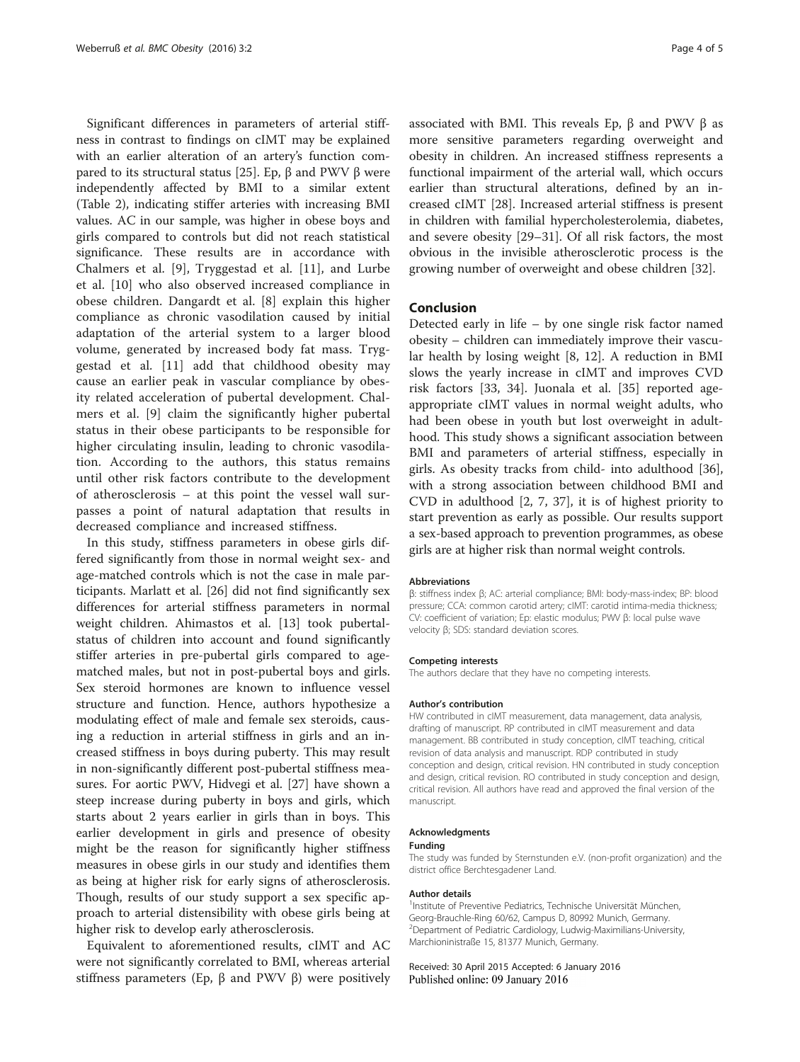Significant differences in parameters of arterial stiffness in contrast to findings on cIMT may be explained with an earlier alteration of an artery's function compared to its structural status [25]. Ep, β and PWV β were independently affected by BMI to a similar extent (Table 2), indicating stiffer arteries with increasing BMI values. AC in our sample, was higher in obese boys and girls compared to controls but did not reach statistical significance. These results are in accordance with Chalmers et al. [9], Tryggestad et al. [11], and Lurbe et al. [10] who also observed increased compliance in obese children. Dangardt et al. [8] explain this higher compliance as chronic vasodilation caused by initial adaptation of the arterial system to a larger blood volume, generated by increased body fat mass. Tryggestad et al. [11] add that childhood obesity may cause an earlier peak in vascular compliance by obesity related acceleration of pubertal development. Chalmers et al. [9] claim the significantly higher pubertal status in their obese participants to be responsible for higher circulating insulin, leading to chronic vasodilation. According to the authors, this status remains until other risk factors contribute to the development of atherosclerosis – at this point the vessel wall surpasses a point of natural adaptation that results in decreased compliance and increased stiffness.

In this study, stiffness parameters in obese girls differed significantly from those in normal weight sex- and age-matched controls which is not the case in male participants. Marlatt et al. [26] did not find significantly sex differences for arterial stiffness parameters in normal weight children. Ahimastos et al. [13] took pubertal-status of children into account and found significantly stiffer arteries in pre-pubertal girls compared to age-matched males, but not in post-pubertal boys and girls. Sex steroid hormones are known to influence vessel structure and function. Hence, authors hypothesize a modulating effect of male and female sex steroids, causing a reduction in arterial stiffness in girls and an increased stiffness in boys during puberty. This may result in non-significantly different post-pubertal stiffness measures. For aortic PWV, Hidvegi et al. [27] have shown a steep increase during puberty in boys and girls, which starts about 2 years earlier in girls than in boys. This earlier development in girls and presence of obesity might be the reason for significantly higher stiffness measures in obese girls in our study and identifies them as being at higher risk for early signs of atherosclerosis. Though, results of our study support a sex specific approach to arterial distensibility with obese girls being at higher risk to develop early atherosclerosis.

Equivalent to aforementioned results, cIMT and AC were not significantly correlated to BMI, whereas arterial stiffness parameters (Ep, β and PWV β) were positively associated with BMI. This reveals Ep, β and PWV β as more sensitive parameters regarding overweight and obesity in children. An increased stiffness represents a functional impairment of the arterial wall, which occurs earlier than structural alterations, defined by an increased cIMT [28]. Increased arterial stiffness is present in children with familial hypercholesterolemia, diabetes, and severe obesity [29–31]. Of all risk factors, the most obvious in the invisible atherosclerotic process is the growing number of overweight and obese children [32].

## Conclusion

Detected early in life – by one single risk factor named obesity – children can immediately improve their vascular health by losing weight [8, 12]. A reduction in BMI slows the yearly increase in cIMT and improves CVD risk factors [33, 34]. Juonala et al. [35] reported age-appropriate cIMT values in normal weight adults, who had been obese in youth but lost overweight in adulthood. This study shows a significant association between BMI and parameters of arterial stiffness, especially in girls. As obesity tracks from child- into adulthood [36], with a strong association between childhood BMI and CVD in adulthood [2, 7, 37], it is of highest priority to start prevention as early as possible. Our results support a sex-based approach to prevention programmes, as obese girls are at higher risk than normal weight controls.

#### Abbreviations

β: stiffness index β; AC: arterial compliance; BMI: body-mass-index; BP: blood pressure; CCA: common carotid artery; cIMT: carotid intima-media thickness; CV: coefficient of variation; Ep: elastic modulus; PWV β: local pulse wave velocity β; SDS: standard deviation scores.

#### Competing interests

The authors declare that they have no competing interests.

#### Author's contribution

HW contributed in cIMT measurement, data management, data analysis, drafting of manuscript. RP contributed in cIMT measurement and data management. BB contributed in study conception, cIMT teaching, critical revision of data analysis and manuscript. RDP contributed in study conception and design, critical revision. HN contributed in study conception and design, critical revision. RO contributed in study conception and design, critical revision. All authors have read and approved the final version of the manuscript.

#### Acknowledgments

**Funding**

The study was funded by Sternstunden e.V. (non-profit organization) and the district office Berchtesgadener Land.

#### Author details

[1]Institute of Preventive Pediatrics, Technische Universität München, Georg-Brauchle-Ring 60/62, Campus D, 80992 Munich, Germany. [2]Department of Pediatric Cardiology, Ludwig-Maximilians-University, Marchioninistraße 15, 81377 Munich, Germany.

Received: 30 April 2015 Accepted: 6 January 2016
Published online: 09 January 2016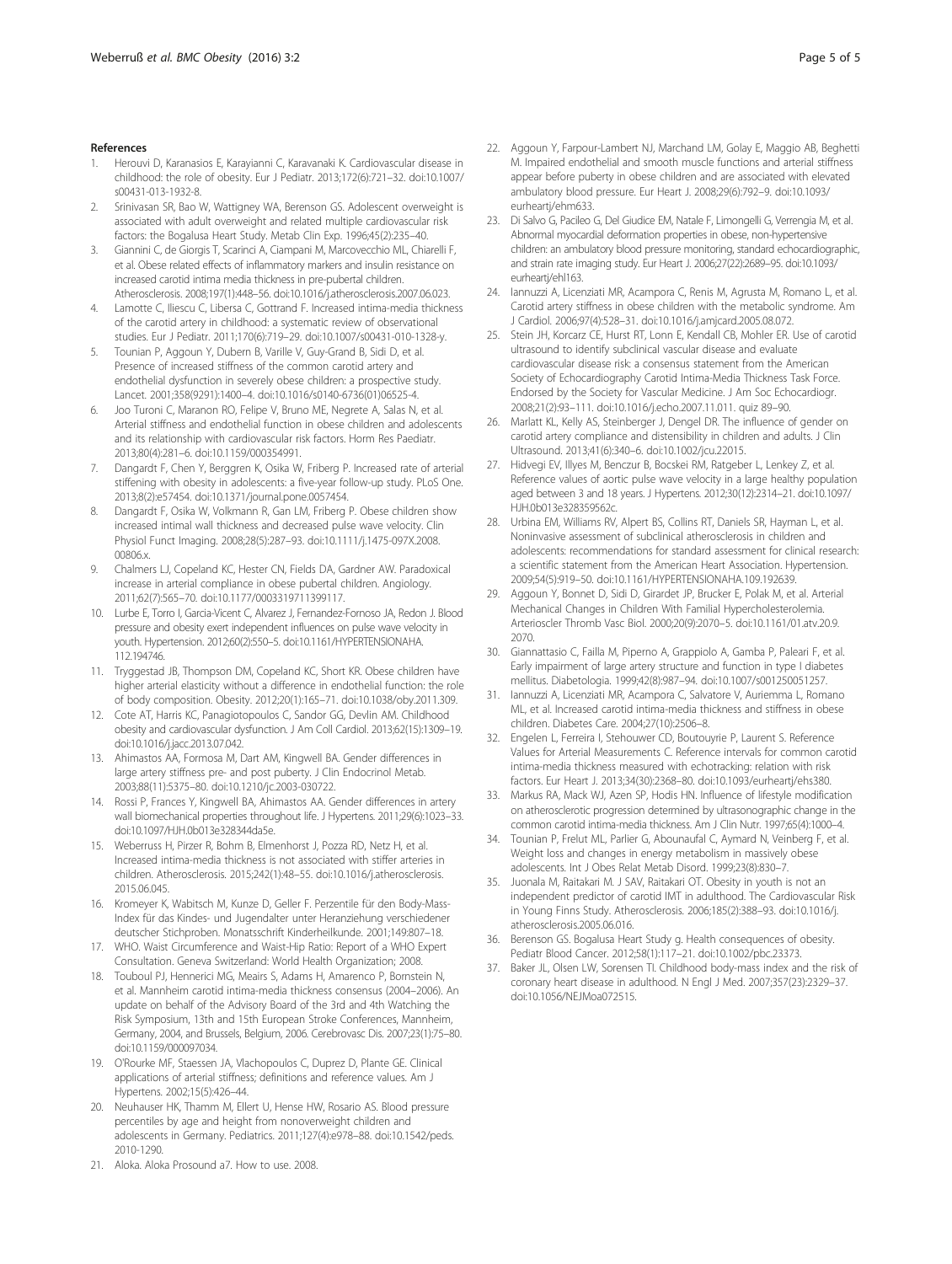## References

1. Herouvi D, Karanasios E, Karayianni C, Karavanaki K. Cardiovascular disease in childhood: the role of obesity. Eur J Pediatr. 2013;172(6):721–32. doi:10.1007/s00431-013-1932-8.
2. Srinivasan SR, Bao W, Wattigney WA, Berenson GS. Adolescent overweight is associated with adult overweight and related multiple cardiovascular risk factors: the Bogalusa Heart Study. Metab Clin Exp. 1996;45(2):235–40.
3. Giannini C, de Giorgis T, Scarinci A, Ciampani M, Marcovecchio ML, Chiarelli F, et al. Obese related effects of inflammatory markers and insulin resistance on increased carotid intima media thickness in pre-pubertal children. Atherosclerosis. 2008;197(1):448–56. doi:10.1016/j.atherosclerosis.2007.06.023.
4. Lamotte C, Iliescu C, Libersa C, Gottrand F. Increased intima-media thickness of the carotid artery in childhood: a systematic review of observational studies. Eur J Pediatr. 2011;170(6):719–29. doi:10.1007/s00431-010-1328-y.
5. Tounian P, Aggoun Y, Dubern B, Varille V, Guy-Grand B, Sidi D, et al. Presence of increased stiffness of the common carotid artery and endothelial dysfunction in severely obese children: a prospective study. Lancet. 2001;358(9291):1400–4. doi:10.1016/s0140-6736(01)06525-4.
6. Joo Turoni C, Maranon RO, Felipe V, Bruno ME, Negrete A, Salas N, et al. Arterial stiffness and endothelial function in obese children and adolescents and its relationship with cardiovascular risk factors. Horm Res Paediatr. 2013;80(4):281–6. doi:10.1159/000354991.
7. Dangardt F, Chen Y, Berggren K, Osika W, Friberg P. Increased rate of arterial stiffening with obesity in adolescents: a five-year follow-up study. PLoS One. 2013;8(2):e57454. doi:10.1371/journal.pone.0057454.
8. Dangardt F, Osika W, Volkmann R, Gan LM, Friberg P. Obese children show increased intimal wall thickness and decreased pulse wave velocity. Clin Physiol Funct Imaging. 2008;28(5):287–93. doi:10.1111/j.1475-097X.2008.00806.x.
9. Chalmers LJ, Copeland KC, Hester CN, Fields DA, Gardner AW. Paradoxical increase in arterial compliance in obese pubertal children. Angiology. 2011;62(7):565–70. doi:10.1177/0003319711399117.
10. Lurbe E, Torro I, Garcia-Vicent C, Alvarez J, Fernandez-Fornoso JA, Redon J. Blood pressure and obesity exert independent influences on pulse wave velocity in youth. Hypertension. 2012;60(2):550–5. doi:10.1161/HYPERTENSIONAHA.112.194746.
11. Tryggestad JB, Thompson DM, Copeland KC, Short KR. Obese children have higher arterial elasticity without a difference in endothelial function: the role of body composition. Obesity. 2012;20(1):165–71. doi:10.1038/oby.2011.309.
12. Cote AT, Harris KC, Panagiotopoulos C, Sandor GG, Devlin AM. Childhood obesity and cardiovascular dysfunction. J Am Coll Cardiol. 2013;62(15):1309–19. doi:10.1016/j.jacc.2013.07.042.
13. Ahimastos AA, Formosa M, Dart AM, Kingwell BA. Gender differences in large artery stiffness pre- and post puberty. J Clin Endocrinol Metab. 2003;88(11):5375–80. doi:10.1210/jc.2003-030722.
14. Rossi P, Frances Y, Kingwell BA, Ahimastos AA. Gender differences in artery wall biomechanical properties throughout life. J Hypertens. 2011;29(6):1023–33. doi:10.1097/HJH.0b013e328344da5e.
15. Weberruss H, Pirzer R, Bohm B, Elmenhorst J, Pozza RD, Netz H, et al. Increased intima-media thickness is not associated with stiffer arteries in children. Atherosclerosis. 2015;242(1):48–55. doi:10.1016/j.atherosclerosis.2015.06.045.
16. Kromeyer K, Wabitsch M, Kunze D, Geller F. Perzentile für den Body-Mass-Index für das Kindes- und Jugendalter unter Heranziehung verschiedener deutscher Stichproben. Monatsschrift Kinderheilkunde. 2001;149:807–18.
17. WHO. Waist Circumference and Waist-Hip Ratio: Report of a WHO Expert Consultation. Geneva Switzerland: World Health Organization; 2008.
18. Touboul PJ, Hennerici MG, Meairs S, Adams H, Amarenco P, Bornstein N, et al. Mannheim carotid intima-media thickness consensus (2004–2006). An update on behalf of the Advisory Board of the 3rd and 4th Watching the Risk Symposium, 13th and 15th European Stroke Conferences, Mannheim, Germany, 2004, and Brussels, Belgium, 2006. Cerebrovasc Dis. 2007;23(1):75–80. doi:10.1159/000097034.
19. O'Rourke MF, Staessen JA, Vlachopoulos C, Duprez D, Plante GE. Clinical applications of arterial stiffness; definitions and reference values. Am J Hypertens. 2002;15(5):426–44.
20. Neuhauser HK, Thamm M, Ellert U, Hense HW, Rosario AS. Blood pressure percentiles by age and height from nonoverweight children and adolescents in Germany. Pediatrics. 2011;127(4):e978–88. doi:10.1542/peds.2010-1290.
21. Aloka. Aloka Prosound a7. How to use. 2008.
22. Aggoun Y, Farpour-Lambert NJ, Marchand LM, Golay E, Maggio AB, Beghetti M. Impaired endothelial and smooth muscle functions and arterial stiffness appear before puberty in obese children and are associated with elevated ambulatory blood pressure. Eur Heart J. 2008;29(6):792–9. doi:10.1093/eurheartj/ehm633.
23. Di Salvo G, Pacileo G, Del Giudice EM, Natale F, Limongelli G, Verrengia M, et al. Abnormal myocardial deformation properties in obese, non-hypertensive children: an ambulatory blood pressure monitoring, standard echocardiographic, and strain rate imaging study. Eur Heart J. 2006;27(22):2689–95. doi:10.1093/eurheartj/ehl163.
24. Iannuzzi A, Licenziati MR, Acampora C, Renis M, Agrusta M, Romano L, et al. Carotid artery stiffness in obese children with the metabolic syndrome. Am J Cardiol. 2006;97(4):528–31. doi:10.1016/j.amjcard.2005.08.072.
25. Stein JH, Korcarz CE, Hurst RT, Lonn E, Kendall CB, Mohler ER. Use of carotid ultrasound to identify subclinical vascular disease and evaluate cardiovascular disease risk: a consensus statement from the American Society of Echocardiography Carotid Intima-Media Thickness Task Force. Endorsed by the Society for Vascular Medicine. J Am Soc Echocardiogr. 2008;21(2):93–111. doi:10.1016/j.echo.2007.11.011. quiz 89–90.
26. Marlatt KL, Kelly AS, Steinberger J, Dengel DR. The influence of gender on carotid artery compliance and distensibility in children and adults. J Clin Ultrasound. 2013;41(6):340–6. doi:10.1002/jcu.22015.
27. Hidvegi EV, Illyes M, Benczur B, Bocskei RM, Ratgeber L, Lenkey Z, et al. Reference values of aortic pulse wave velocity in a large healthy population aged between 3 and 18 years. J Hypertens. 2012;30(12):2314–21. doi:10.1097/HJH.0b013e328359562c.
28. Urbina EM, Williams RV, Alpert BS, Collins RT, Daniels SR, Hayman L, et al. Noninvasive assessment of subclinical atherosclerosis in children and adolescents: recommendations for standard assessment for clinical research: a scientific statement from the American Heart Association. Hypertension. 2009;54(5):919–50. doi:10.1161/HYPERTENSIONAHA.109.192639.
29. Aggoun Y, Bonnet D, Sidi D, Girardet JP, Brucker E, Polak M, et al. Arterial Mechanical Changes in Children With Familial Hypercholesterolemia. Arterioscler Thromb Vasc Biol. 2000;20(9):2070–5. doi:10.1161/01.atv.20.9.2070.
30. Giannattasio C, Failla M, Piperno A, Grappiolo A, Gamba P, Paleari F, et al. Early impairment of large artery structure and function in type I diabetes mellitus. Diabetologia. 1999;42(8):987–94. doi:10.1007/s001250051257.
31. Iannuzzi A, Licenziati MR, Acampora C, Salvatore V, Auriemma L, Romano ML, et al. Increased carotid intima-media thickness and stiffness in obese children. Diabetes Care. 2004;27(10):2506–8.
32. Engelen L, Ferreira I, Stehouwer CD, Boutouyrie P, Laurent S. Reference Values for Arterial Measurements C. Reference intervals for common carotid intima-media thickness measured with echotracking: relation with risk factors. Eur Heart J. 2013;34(30):2368–80. doi:10.1093/eurheartj/ehs380.
33. Markus RA, Mack WJ, Azen SP, Hodis HN. Influence of lifestyle modification on atherosclerotic progression determined by ultrasonographic change in the common carotid intima-media thickness. Am J Clin Nutr. 1997;65(4):1000–4.
34. Tounian P, Frelut ML, Parlier G, Abounaufal C, Aymard N, Veinberg F, et al. Weight loss and changes in energy metabolism in massively obese adolescents. Int J Obes Relat Metab Disord. 1999;23(8):830–7.
35. Juonala M, Raitakari M. J SAV, Raitakari OT. Obesity in youth is not an independent predictor of carotid IMT in adulthood. The Cardiovascular Risk in Young Finns Study. Atherosclerosis. 2006;185(2):388–93. doi:10.1016/j.atherosclerosis.2005.06.016.
36. Berenson GS. Bogalusa Heart Study g. Health consequences of obesity. Pediatr Blood Cancer. 2012;58(1):117–21. doi:10.1002/pbc.23373.
37. Baker JL, Olsen LW, Sorensen TI. Childhood body-mass index and the risk of coronary heart disease in adulthood. N Engl J Med. 2007;357(23):2329–37. doi:10.1056/NEJMoa072515.